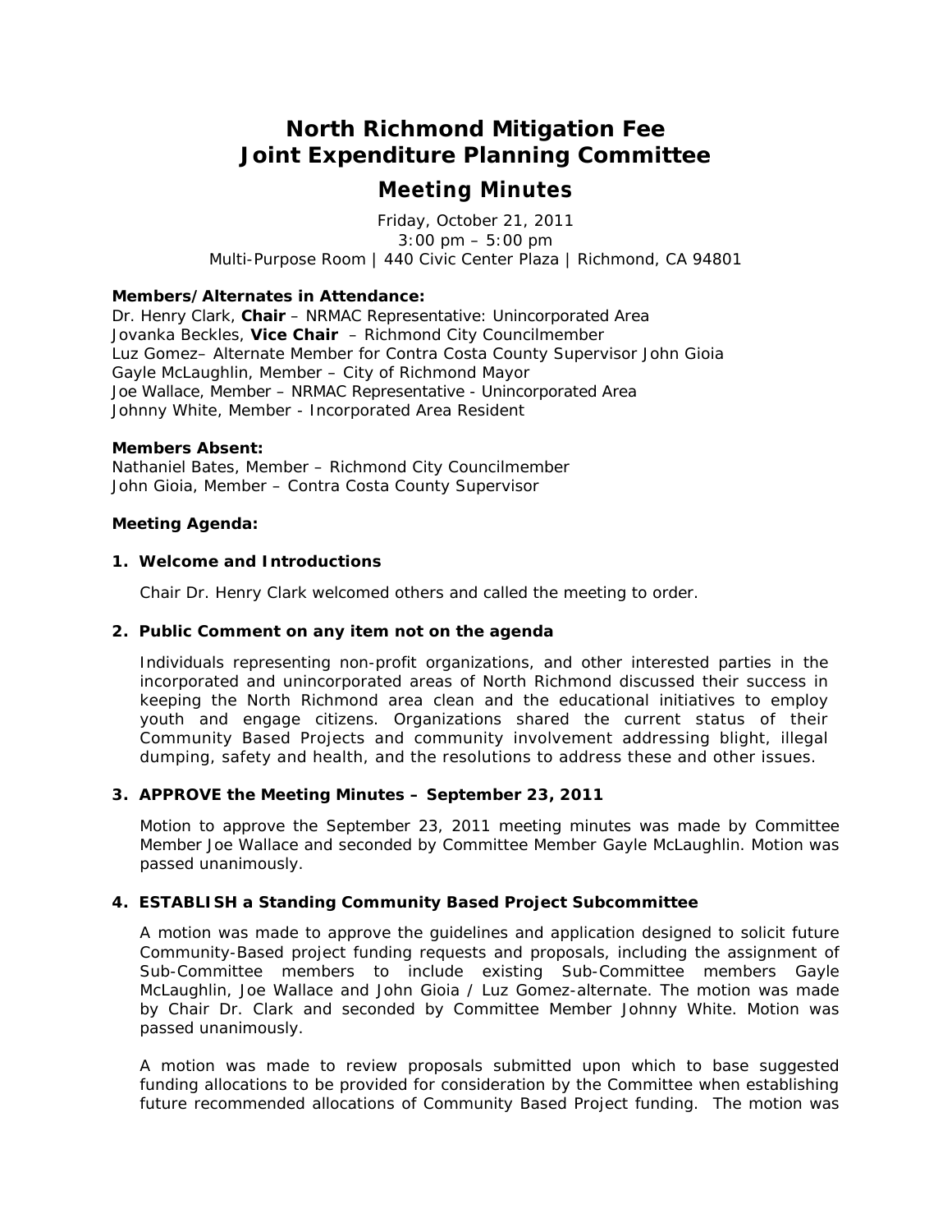# North Richmond Mitigation Fee Joint Expenditure Planning Committee

## Meeting Minutes

Friday, October 21, 2011
3:00 pm – 5:00 pm
Multi-Purpose Room | 440 Civic Center Plaza | Richmond, CA 94801

**Members/Alternates in Attendance:**
Dr. Henry Clark, **Chair** – NRMAC Representative: Unincorporated Area
Jovanka Beckles, **Vice Chair** – Richmond City Councilmember
Luz Gomez– Alternate Member for Contra Costa County Supervisor John Gioia
Gayle McLaughlin, Member – City of Richmond Mayor
Joe Wallace, Member – NRMAC Representative - Unincorporated Area
Johnny White, Member - Incorporated Area Resident

**Members Absent:**
Nathaniel Bates, Member – Richmond City Councilmember
John Gioia, Member – Contra Costa County Supervisor

**Meeting Agenda:**

**1. Welcome and Introductions**

Chair Dr. Henry Clark welcomed others and called the meeting to order.

**2. Public Comment on any item not on the agenda**

Individuals representing non-profit organizations, and other interested parties in the incorporated and unincorporated areas of North Richmond discussed their success in keeping the North Richmond area clean and the educational initiatives to employ youth and engage citizens. Organizations shared the current status of their Community Based Projects and community involvement addressing blight, illegal dumping, safety and health, and the resolutions to address these and other issues.

**3. APPROVE the Meeting Minutes – September 23, 2011**

Motion to approve the September 23, 2011 meeting minutes was made by Committee Member Joe Wallace and seconded by Committee Member Gayle McLaughlin. Motion was passed unanimously.

**4. ESTABLISH a Standing Community Based Project Subcommittee**

A motion was made to approve the guidelines and application designed to solicit future Community-Based project funding requests and proposals, including the assignment of Sub-Committee members to include existing Sub-Committee members Gayle McLaughlin, Joe Wallace and John Gioia / Luz Gomez-alternate. The motion was made by Chair Dr. Clark and seconded by Committee Member Johnny White. Motion was passed unanimously.

A motion was made to review proposals submitted upon which to base suggested funding allocations to be provided for consideration by the Committee when establishing future recommended allocations of Community Based Project funding. The motion was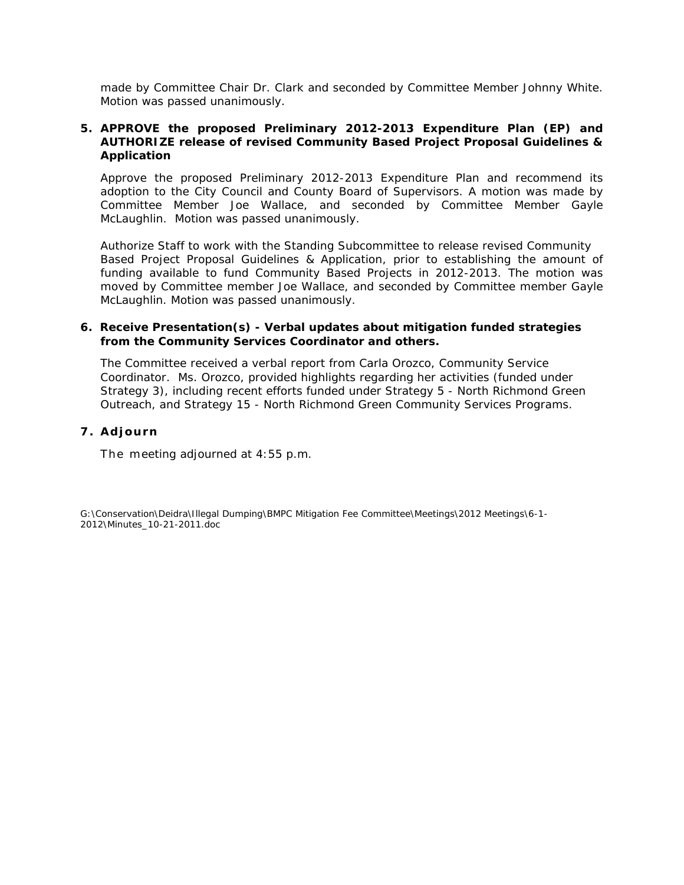made by Committee Chair Dr. Clark and seconded by Committee Member Johnny White. Motion was passed unanimously.

**5. APPROVE the proposed Preliminary 2012-2013 Expenditure Plan (EP) and AUTHORIZE release of revised Community Based Project Proposal Guidelines & Application**

Approve the proposed Preliminary 2012-2013 Expenditure Plan and recommend its adoption to the City Council and County Board of Supervisors. A motion was made by Committee Member Joe Wallace, and seconded by Committee Member Gayle McLaughlin. Motion was passed unanimously.

Authorize Staff to work with the Standing Subcommittee to release revised Community Based Project Proposal Guidelines & Application, prior to establishing the amount of funding available to fund Community Based Projects in 2012-2013. The motion was moved by Committee member Joe Wallace, and seconded by Committee member Gayle McLaughlin. Motion was passed unanimously.

**6. Receive Presentation(s) - Verbal updates about mitigation funded strategies from the Community Services Coordinator and others.**

The Committee received a verbal report from Carla Orozco, Community Service Coordinator. Ms. Orozco, provided highlights regarding her activities (funded under Strategy 3), including recent efforts funded under Strategy 5 - North Richmond Green Outreach, and Strategy 15 - North Richmond Green Community Services Programs.

**7. Adjourn**

The meeting adjourned at 4:55 p.m.

G:\Conservation\Deidra\Illegal Dumping\BMPC Mitigation Fee Committee\Meetings\2012 Meetings\6-1-2012\Minutes_10-21-2011.doc